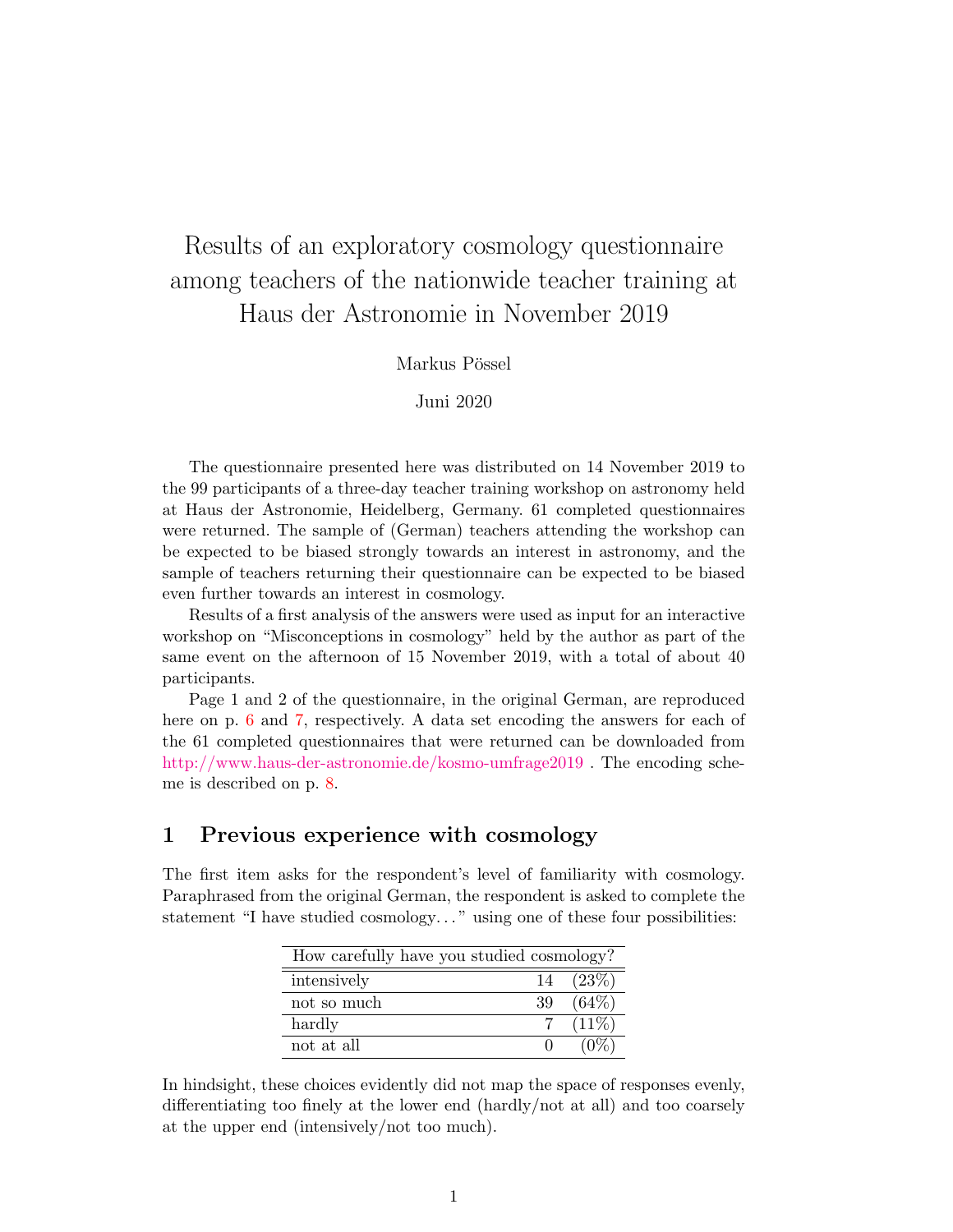# Results of an exploratory cosmology questionnaire among teachers of the nationwide teacher training at Haus der Astronomie in November 2019

Markus Pössel

Juni 2020

The questionnaire presented here was distributed on 14 November 2019 to the 99 participants of a three-day teacher training workshop on astronomy held at Haus der Astronomie, Heidelberg, Germany. 61 completed questionnaires were returned. The sample of (German) teachers attending the workshop can be expected to be biased strongly towards an interest in astronomy, and the sample of teachers returning their questionnaire can be expected to be biased even further towards an interest in cosmology.

Results of a first analysis of the answers were used as input for an interactive workshop on "Misconceptions in cosmology" held by the author as part of the same event on the afternoon of 15 November 2019, with a total of about 40 participants.

Page 1 and 2 of the questionnaire, in the original German, are reproduced here on p. 6 and 7, respectively. A data set encoding the answers for each of the 61 completed questionnaires that were returned can be downloaded from http://www.haus-der-astronomie.de/kosmo-umfrage2019 . The encoding scheme is described on p. 8.

## 1 Previous experience with cosmology

The first item asks for the respondent's level of familiarity with cosmology. Paraphrased from the original German, the respondent is asked to complete the statement "I have studied cosmology..." using one of these four possibilities:

| How carefully have you studied cosmology? | | |
|---|---|---|
| intensively | 14 | (23%) |
| not so much | 39 | (64%) |
| hardly | 7 | (11%) |
| not at all | 0 | (0%) |

In hindsight, these choices evidently did not map the space of responses evenly, differentiating too finely at the lower end (hardly/not at all) and too coarsely at the upper end (intensively/not too much).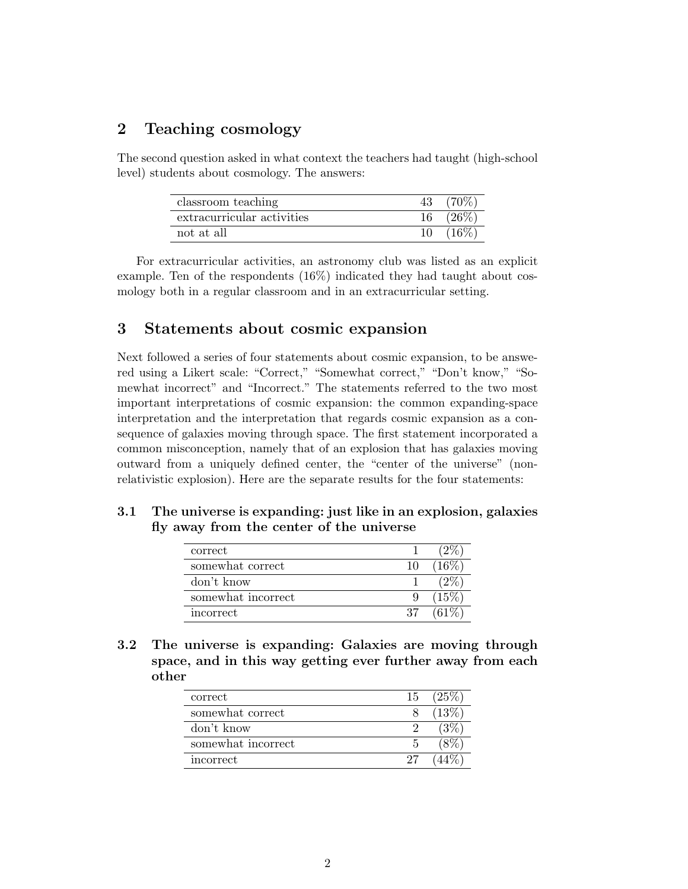## 2 Teaching cosmology

The second question asked in what context the teachers had taught (high-school level) students about cosmology. The answers:

| | | |
|---|---|---|
| classroom teaching | 43 | (70%) |
| extracurricular activities | 16 | (26%) |
| not at all | 10 | (16%) |

For extracurricular activities, an astronomy club was listed as an explicit example. Ten of the respondents (16%) indicated they had taught about cosmology both in a regular classroom and in an extracurricular setting.

## 3 Statements about cosmic expansion

Next followed a series of four statements about cosmic expansion, to be answered using a Likert scale: "Correct," "Somewhat correct," "Don't know," "Somewhat incorrect" and "Incorrect." The statements referred to the two most important interpretations of cosmic expansion: the common expanding-space interpretation and the interpretation that regards cosmic expansion as a consequence of galaxies moving through space. The first statement incorporated a common misconception, namely that of an explosion that has galaxies moving outward from a uniquely defined center, the "center of the universe" (nonrelativistic explosion). Here are the separate results for the four statements:

### 3.1 The universe is expanding: just like in an explosion, galaxies fly away from the center of the universe

| | | |
|---|---|---|
| correct | 1 | (2%) |
| somewhat correct | 10 | (16%) |
| don't know | 1 | (2%) |
| somewhat incorrect | 9 | (15%) |
| incorrect | 37 | (61%) |

### 3.2 The universe is expanding: Galaxies are moving through space, and in this way getting ever further away from each other

| | | |
|---|---|---|
| correct | 15 | (25%) |
| somewhat correct | 8 | (13%) |
| don't know | 2 | (3%) |
| somewhat incorrect | 5 | (8%) |
| incorrect | 27 | (44%) |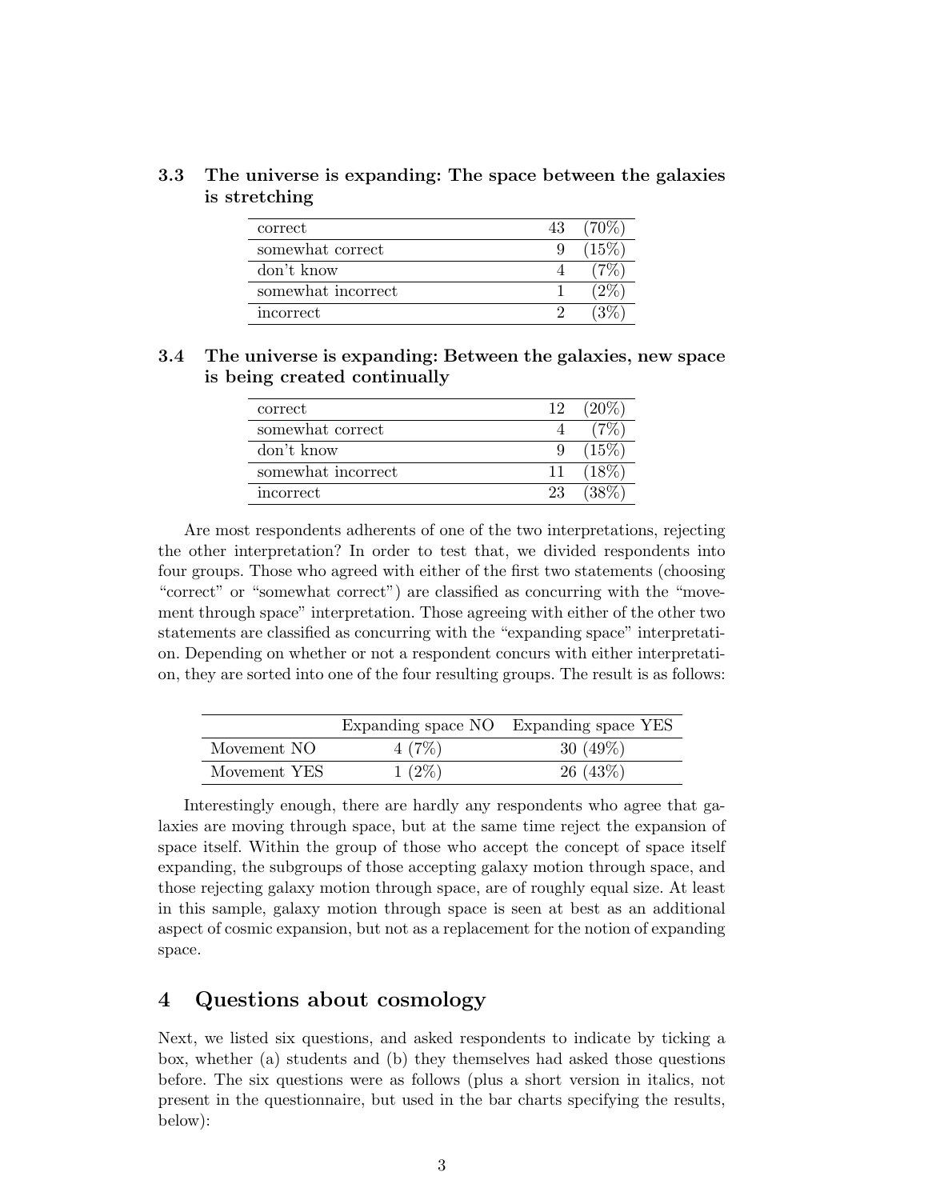### 3.3 The universe is expanding: The space between the galaxies is stretching

| | | |
|---|---|---|
| correct | 43 | (70%) |
| somewhat correct | 9 | (15%) |
| don't know | 4 | (7%) |
| somewhat incorrect | 1 | (2%) |
| incorrect | 2 | (3%) |

### 3.4 The universe is expanding: Between the galaxies, new space is being created continually

| | | |
|---|---|---|
| correct | 12 | (20%) |
| somewhat correct | 4 | (7%) |
| don't know | 9 | (15%) |
| somewhat incorrect | 11 | (18%) |
| incorrect | 23 | (38%) |

Are most respondents adherents of one of the two interpretations, rejecting the other interpretation? In order to test that, we divided respondents into four groups. Those who agreed with either of the first two statements (choosing "correct" or "somewhat correct") are classified as concurring with the "movement through space" interpretation. Those agreeing with either of the other two statements are classified as concurring with the "expanding space" interpretation. Depending on whether or not a respondent concurs with either interpretation, they are sorted into one of the four resulting groups. The result is as follows:

| | Expanding space NO | Expanding space YES |
|---|---|---|
| Movement NO | 4 (7%) | 30 (49%) |
| Movement YES | 1 (2%) | 26 (43%) |

Interestingly enough, there are hardly any respondents who agree that galaxies are moving through space, but at the same time reject the expansion of space itself. Within the group of those who accept the concept of space itself expanding, the subgroups of those accepting galaxy motion through space, and those rejecting galaxy motion through space, are of roughly equal size. At least in this sample, galaxy motion through space is seen at best as an additional aspect of cosmic expansion, but not as a replacement for the notion of expanding space.

## 4 Questions about cosmology

Next, we listed six questions, and asked respondents to indicate by ticking a box, whether (a) students and (b) they themselves had asked those questions before. The six questions were as follows (plus a short version in italics, not present in the questionnaire, but used in the bar charts specifying the results, below):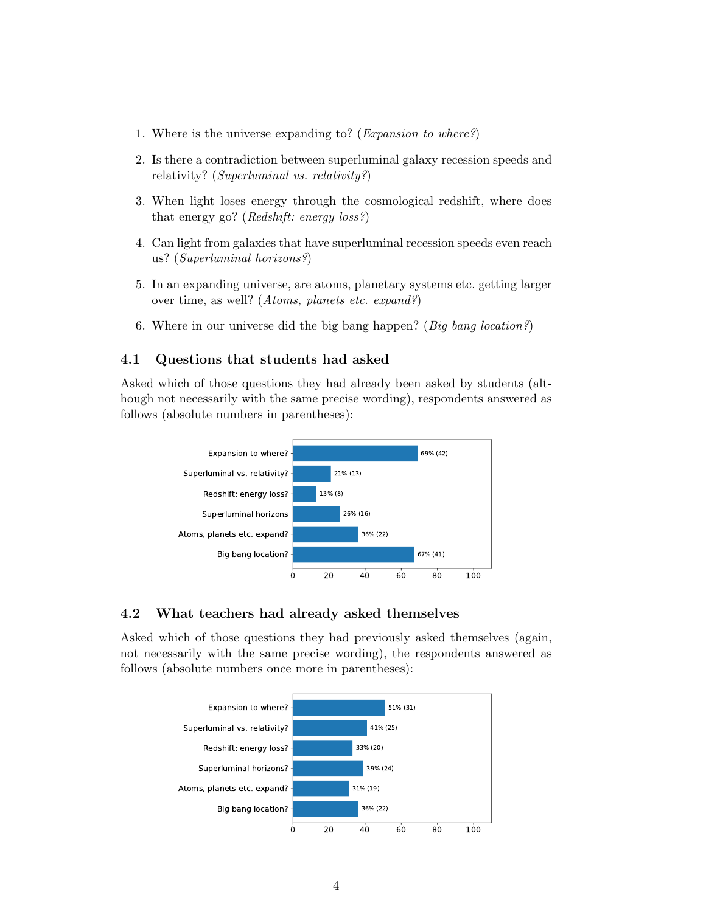1. Where is the universe expanding to? (*Expansion to where?*)
2. Is there a contradiction between superluminal galaxy recession speeds and relativity? (*Superluminal vs. relativity?*)
3. When light loses energy through the cosmological redshift, where does that energy go? (*Redshift: energy loss?*)
4. Can light from galaxies that have superluminal recession speeds even reach us? (*Superluminal horizons?*)
5. In an expanding universe, are atoms, planetary systems etc. getting larger over time, as well? (*Atoms, planets etc. expand?*)
6. Where in our universe did the big bang happen? (*Big bang location?*)

### 4.1 Questions that students had asked

Asked which of those questions they had already been asked by students (although not necessarily with the same precise wording), respondents answered as follows (absolute numbers in parentheses):

| Question | Response |
|---|---|
| Expansion to where? | 69% (42) |
| Superluminal vs. relativity? | 21% (13) |
| Redshift: energy loss? | 13% (8) |
| Superluminal horizons | 26% (16) |
| Atoms, planets etc. expand? | 36% (22) |
| Big bang location? | 67% (41) |

### 4.2 What teachers had already asked themselves

Asked which of those questions they had previously asked themselves (again, not necessarily with the same precise wording), the respondents answered as follows (absolute numbers once more in parentheses):

| Question | Response |
|---|---|
| Expansion to where? | 51% (31) |
| Superluminal vs. relativity? | 41% (25) |
| Redshift: energy loss? | 33% (20) |
| Superluminal horizons? | 39% (24) |
| Atoms, planets etc. expand? | 31% (19) |
| Big bang location? | 36% (22) |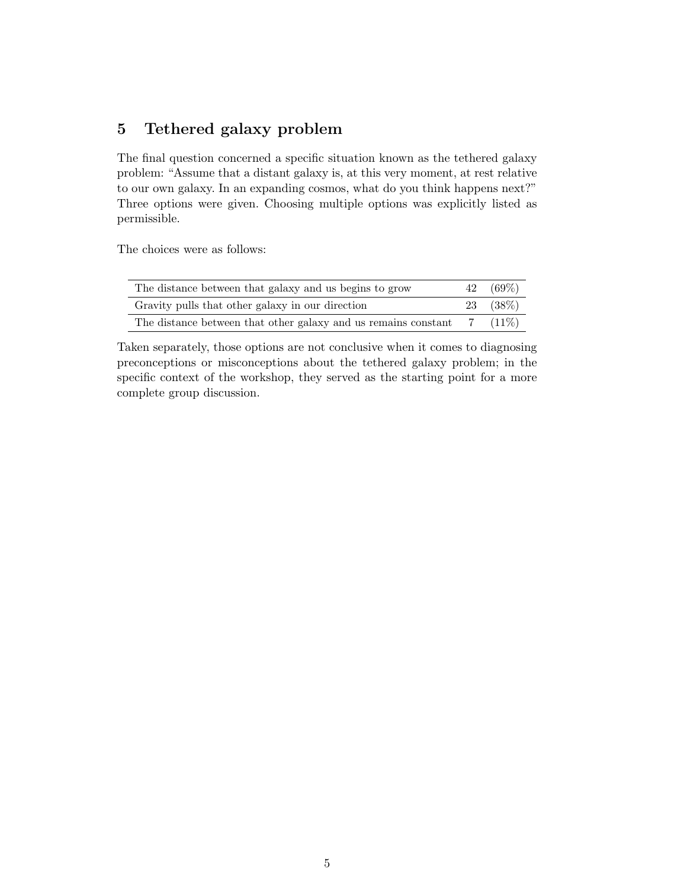## 5 Tethered galaxy problem

The final question concerned a specific situation known as the tethered galaxy problem: "Assume that a distant galaxy is, at this very moment, at rest relative to our own galaxy. In an expanding cosmos, what do you think happens next?" Three options were given. Choosing multiple options was explicitly listed as permissible.

The choices were as follows:

| | | |
|---|---|---|
| The distance between that galaxy and us begins to grow | 42 | (69%) |
| Gravity pulls that other galaxy in our direction | 23 | (38%) |
| The distance between that other galaxy and us remains constant | 7 | (11%) |

Taken separately, those options are not conclusive when it comes to diagnosing preconceptions or misconceptions about the tethered galaxy problem; in the specific context of the workshop, they served as the starting point for a more complete group discussion.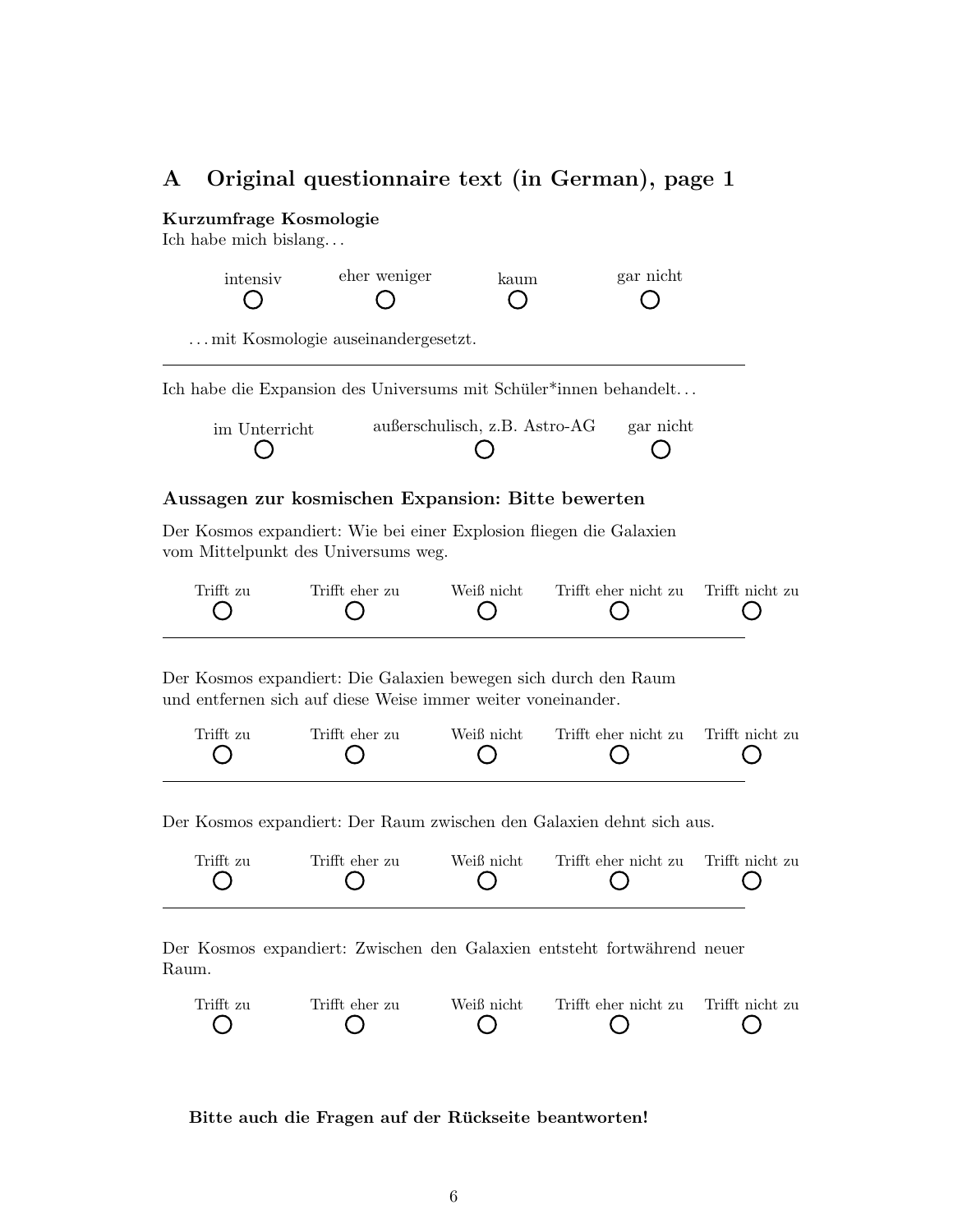# A Original questionnaire text (in German), page 1

**Kurzumfrage Kosmologie**

Ich habe mich bislang…

| intensiv | eher weniger | kaum | gar nicht |
|---|---|---|---|
| ○ | ○ | ○ | ○ |

…mit Kosmologie auseinandergesetzt.

---

Ich habe die Expansion des Universums mit Schüler*innen behandelt…

| im Unterricht | außerschulisch, z.B. Astro-AG | gar nicht |
|---|---|---|
| ○ | ○ | ○ |

### Aussagen zur kosmischen Expansion: Bitte bewerten

Der Kosmos expandiert: Wie bei einer Explosion fliegen die Galaxien vom Mittelpunkt des Universums weg.

| Trifft zu | Trifft eher zu | Weiß nicht | Trifft eher nicht zu | Trifft nicht zu |
|---|---|---|---|---|
| ○ | ○ | ○ | ○ | ○ |

---

Der Kosmos expandiert: Die Galaxien bewegen sich durch den Raum und entfernen sich auf diese Weise immer weiter voneinander.

| Trifft zu | Trifft eher zu | Weiß nicht | Trifft eher nicht zu | Trifft nicht zu |
|---|---|---|---|---|
| ○ | ○ | ○ | ○ | ○ |

---

Der Kosmos expandiert: Der Raum zwischen den Galaxien dehnt sich aus.

| Trifft zu | Trifft eher zu | Weiß nicht | Trifft eher nicht zu | Trifft nicht zu |
|---|---|---|---|---|
| ○ | ○ | ○ | ○ | ○ |

---

Der Kosmos expandiert: Zwischen den Galaxien entsteht fortwährend neuer Raum.

| Trifft zu | Trifft eher zu | Weiß nicht | Trifft eher nicht zu | Trifft nicht zu |
|---|---|---|---|---|
| ○ | ○ | ○ | ○ | ○ |

**Bitte auch die Fragen auf der Rückseite beantworten!**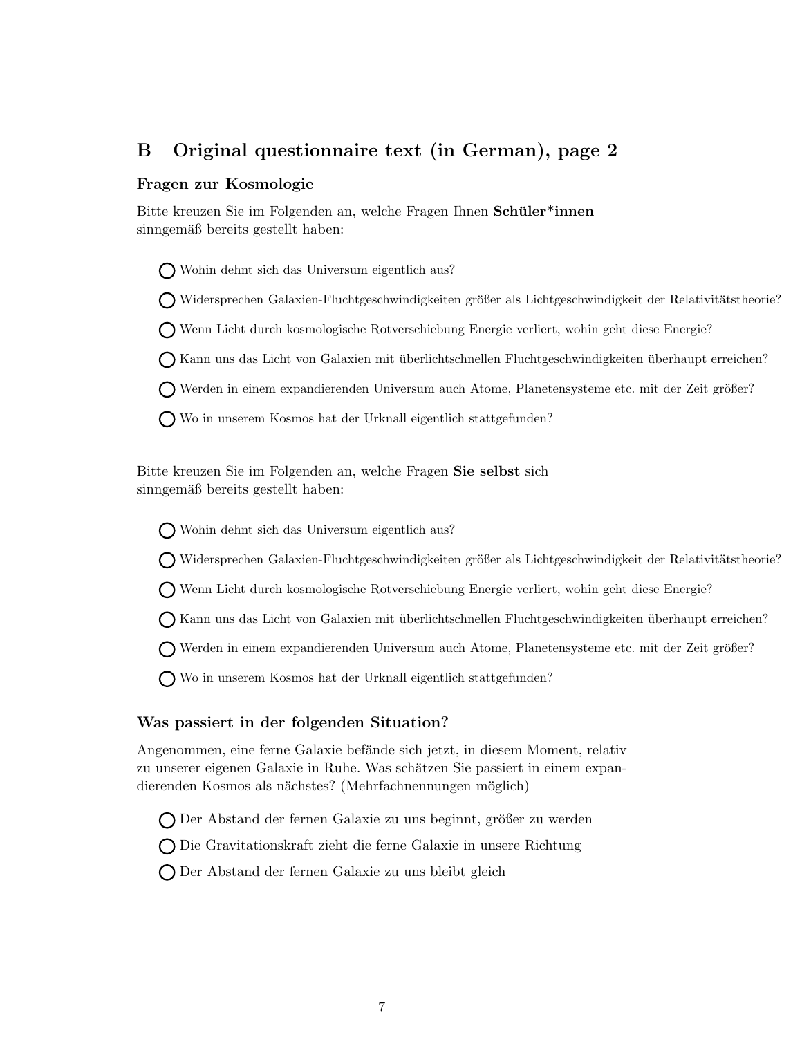## B Original questionnaire text (in German), page 2

### Fragen zur Kosmologie

Bitte kreuzen Sie im Folgenden an, welche Fragen Ihnen **Schüler*innen** sinngemäß bereits gestellt haben:

- ◯ Wohin dehnt sich das Universum eigentlich aus?
- ◯ Widersprechen Galaxien-Fluchtgeschwindigkeiten größer als Lichtgeschwindigkeit der Relativitätstheorie?
- ◯ Wenn Licht durch kosmologische Rotverschiebung Energie verliert, wohin geht diese Energie?
- ◯ Kann uns das Licht von Galaxien mit überlichtschnellen Fluchtgeschwindigkeiten überhaupt erreichen?
- ◯ Werden in einem expandierenden Universum auch Atome, Planetensysteme etc. mit der Zeit größer?
- ◯ Wo in unserem Kosmos hat der Urknall eigentlich stattgefunden?

Bitte kreuzen Sie im Folgenden an, welche Fragen **Sie selbst** sich sinngemäß bereits gestellt haben:

- ◯ Wohin dehnt sich das Universum eigentlich aus?
- ◯ Widersprechen Galaxien-Fluchtgeschwindigkeiten größer als Lichtgeschwindigkeit der Relativitätstheorie?
- ◯ Wenn Licht durch kosmologische Rotverschiebung Energie verliert, wohin geht diese Energie?
- ◯ Kann uns das Licht von Galaxien mit überlichtschnellen Fluchtgeschwindigkeiten überhaupt erreichen?
- ◯ Werden in einem expandierenden Universum auch Atome, Planetensysteme etc. mit der Zeit größer?
- ◯ Wo in unserem Kosmos hat der Urknall eigentlich stattgefunden?

### Was passiert in der folgenden Situation?

Angenommen, eine ferne Galaxie befände sich jetzt, in diesem Moment, relativ zu unserer eigenen Galaxie in Ruhe. Was schätzen Sie passiert in einem expandierenden Kosmos als nächstes? (Mehrfachnennungen möglich)

- ◯ Der Abstand der fernen Galaxie zu uns beginnt, größer zu werden
- ◯ Die Gravitationskraft zieht die ferne Galaxie in unsere Richtung
- ◯ Der Abstand der fernen Galaxie zu uns bleibt gleich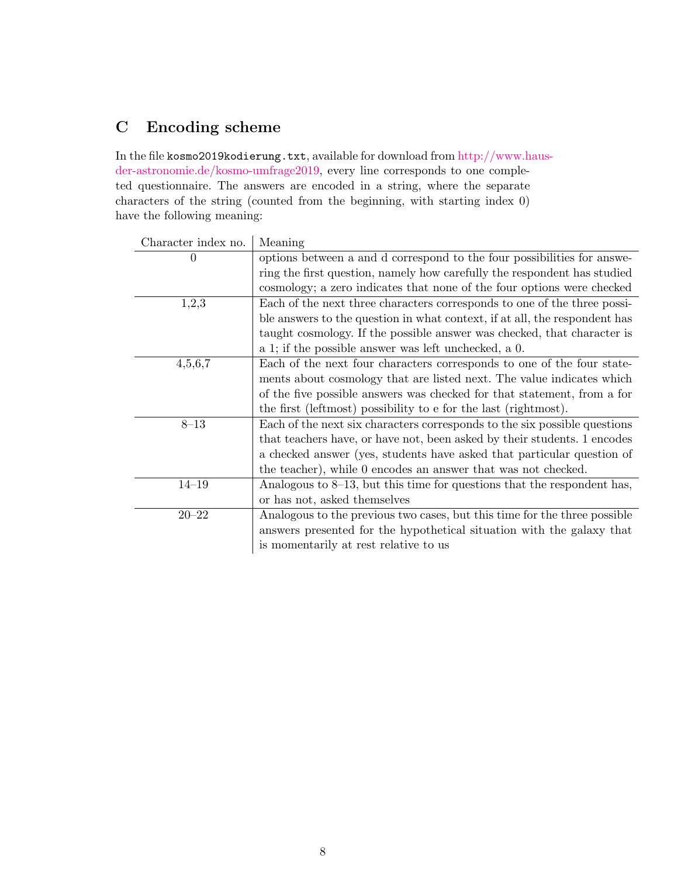# C Encoding scheme

In the file `kosmo2019kodierung.txt`, available for download from http://www.haus-der-astronomie.de/kosmo-umfrage2019, every line corresponds to one completed questionnaire. The answers are encoded in a string, where the separate characters of the string (counted from the beginning, with starting index 0) have the following meaning:

| Character index no. | Meaning |
|---|---|
| 0 | options between a and d correspond to the four possibilities for answering the first question, namely how carefully the respondent has studied cosmology; a zero indicates that none of the four options were checked |
| 1,2,3 | Each of the next three characters corresponds to one of the three possible answers to the question in what context, if at all, the respondent has taught cosmology. If the possible answer was checked, that character is a 1; if the possible answer was left unchecked, a 0. |
| 4,5,6,7 | Each of the next four characters corresponds to one of the four statements about cosmology that are listed next. The value indicates which of the five possible answers was checked for that statement, from a for the first (leftmost) possibility to e for the last (rightmost). |
| 8–13 | Each of the next six characters corresponds to the six possible questions that teachers have, or have not, been asked by their students. 1 encodes a checked answer (yes, students have asked that particular question of the teacher), while 0 encodes an answer that was not checked. |
| 14–19 | Analogous to 8–13, but this time for questions that the respondent has, or has not, asked themselves |
| 20–22 | Analogous to the previous two cases, but this time for the three possible answers presented for the hypothetical situation with the galaxy that is momentarily at rest relative to us |